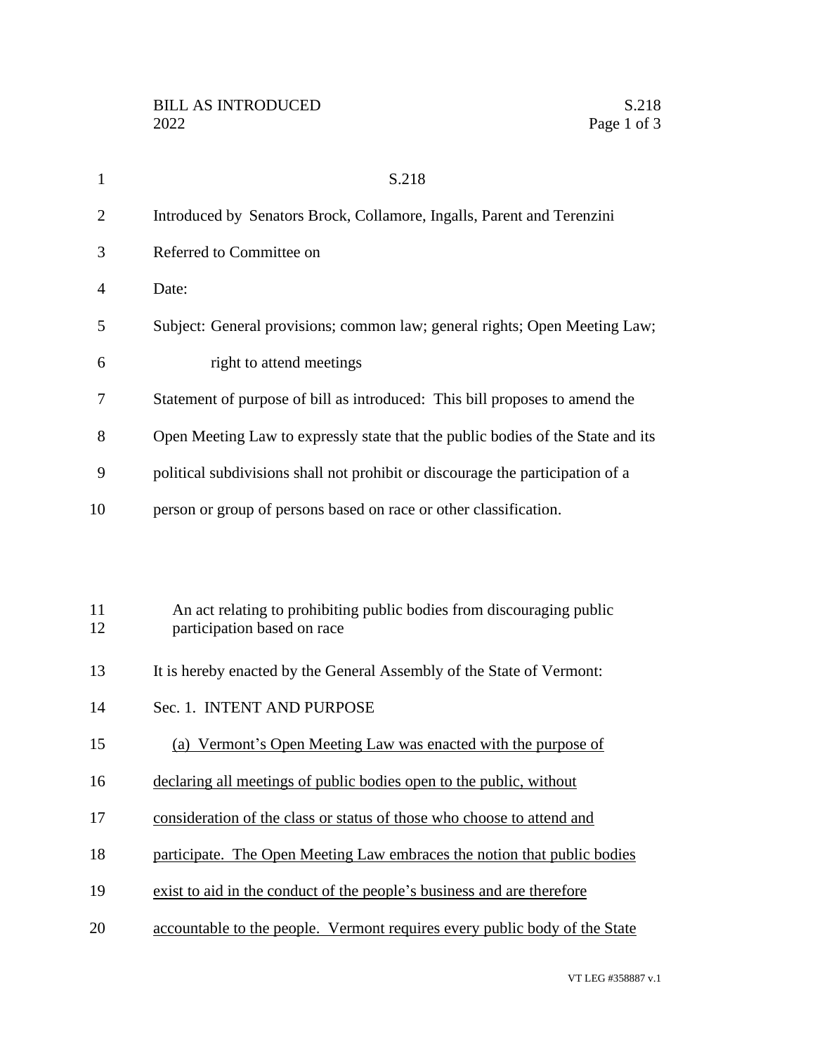# S.218

Introduced by Senators Brock, Collamore, Ingalls, Parent and Terenzini

Referred to Committee on

Date:

Subject: General provisions; common law; general rights; Open Meeting Law; right to attend meetings

Statement of purpose of bill as introduced: This bill proposes to amend the Open Meeting Law to expressly state that the public bodies of the State and its political subdivisions shall not prohibit or discourage the participation of a person or group of persons based on race or other classification.

An act relating to prohibiting public bodies from discouraging public participation based on race

It is hereby enacted by the General Assembly of the State of Vermont:

Sec. 1. INTENT AND PURPOSE

(a) Vermont's Open Meeting Law was enacted with the purpose of declaring all meetings of public bodies open to the public, without consideration of the class or status of those who choose to attend and participate. The Open Meeting Law embraces the notion that public bodies exist to aid in the conduct of the people's business and are therefore accountable to the people. Vermont requires every public body of the State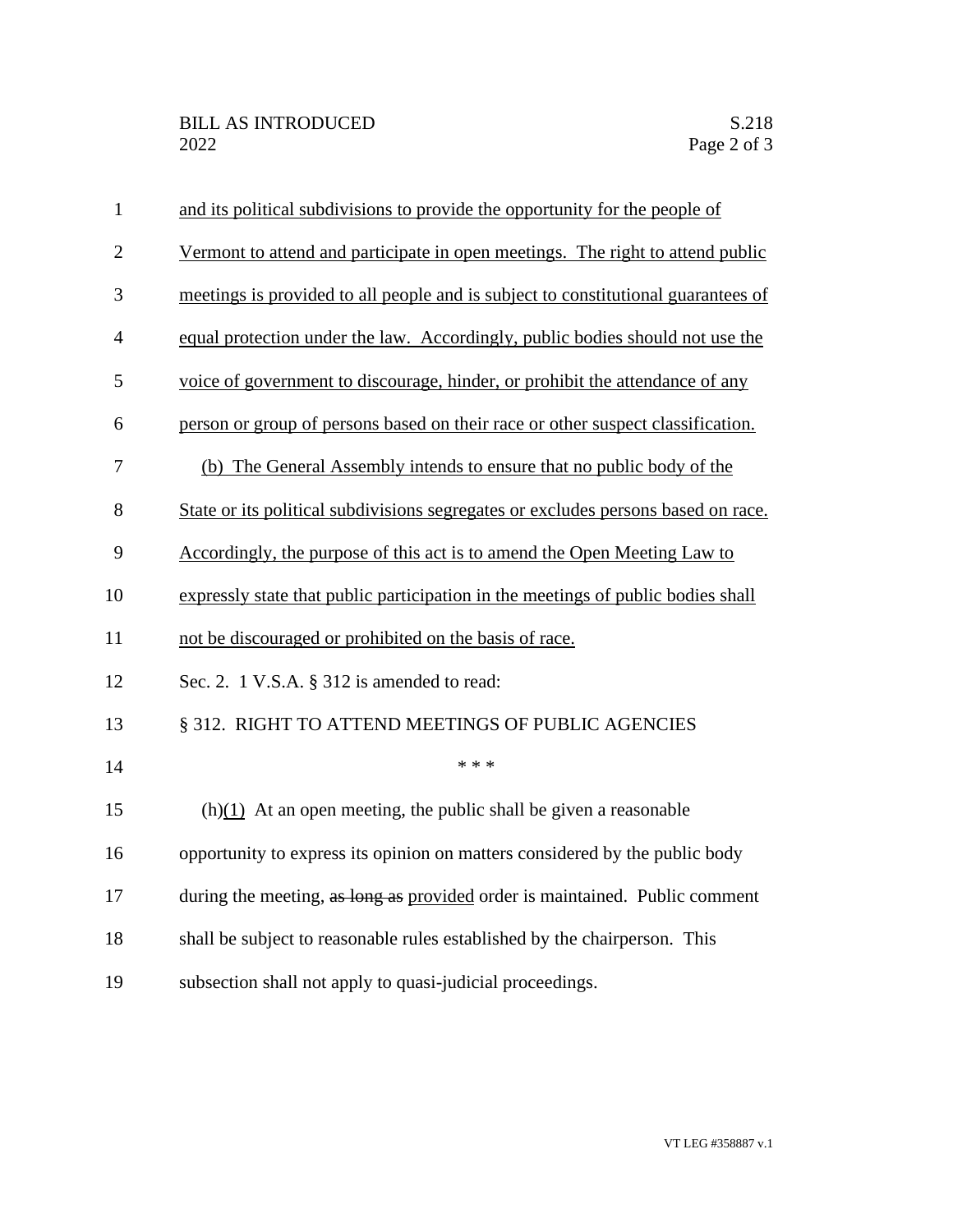and its political subdivisions to provide the opportunity for the people of Vermont to attend and participate in open meetings. The right to attend public meetings is provided to all people and is subject to constitutional guarantees of equal protection under the law. Accordingly, public bodies should not use the voice of government to discourage, hinder, or prohibit the attendance of any person or group of persons based on their race or other suspect classification.

(b) The General Assembly intends to ensure that no public body of the State or its political subdivisions segregates or excludes persons based on race. Accordingly, the purpose of this act is to amend the Open Meeting Law to expressly state that public participation in the meetings of public bodies shall not be discouraged or prohibited on the basis of race.

Sec. 2. 1 V.S.A. § 312 is amended to read:

§ 312. RIGHT TO ATTEND MEETINGS OF PUBLIC AGENCIES

\* \* \*

(h)(1) At an open meeting, the public shall be given a reasonable opportunity to express its opinion on matters considered by the public body during the meeting, ~~as long as~~ provided order is maintained. Public comment shall be subject to reasonable rules established by the chairperson. This subsection shall not apply to quasi-judicial proceedings.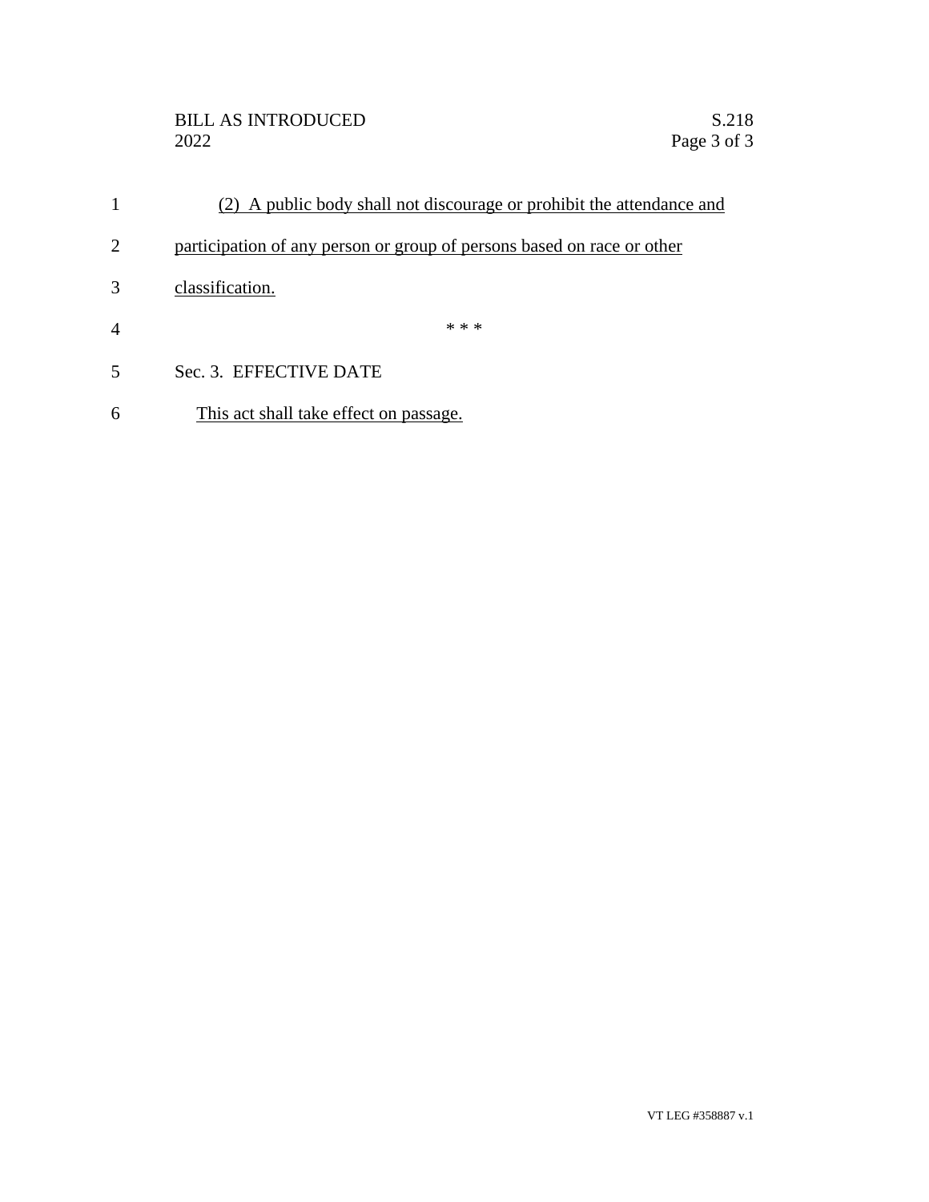<u>(2) A public body shall not discourage or prohibit the attendance and participation of any person or group of persons based on race or other classification.</u>

\* \* \*

Sec. 3. EFFECTIVE DATE

<u>This act shall take effect on passage.</u>

VT LEG #358887 v.1